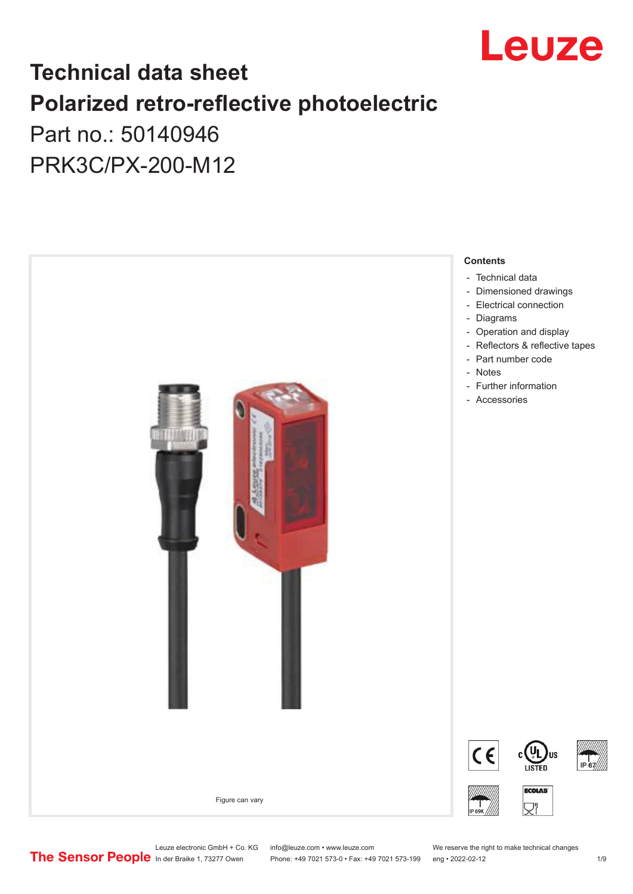# Technical data sheet

# Polarized retro-reflective photoelectric

Part no.: 50140946

PRK3C/PX-200-M12

Figure can vary

**Contents**

- Technical data
- Dimensioned drawings
- Electrical connection
- Diagrams
- Operation and display
- Reflectors & reflective tapes
- Part number code
- Notes
- Further information
- Accessories

Leuze electronic GmbH + Co. KG
In der Braike 1, 73277 Owen

info@leuze.com • www.leuze.com
Phone: +49 7021 573-0 • Fax: +49 7021 573-199

We reserve the right to make technical changes
eng • 2022-02-12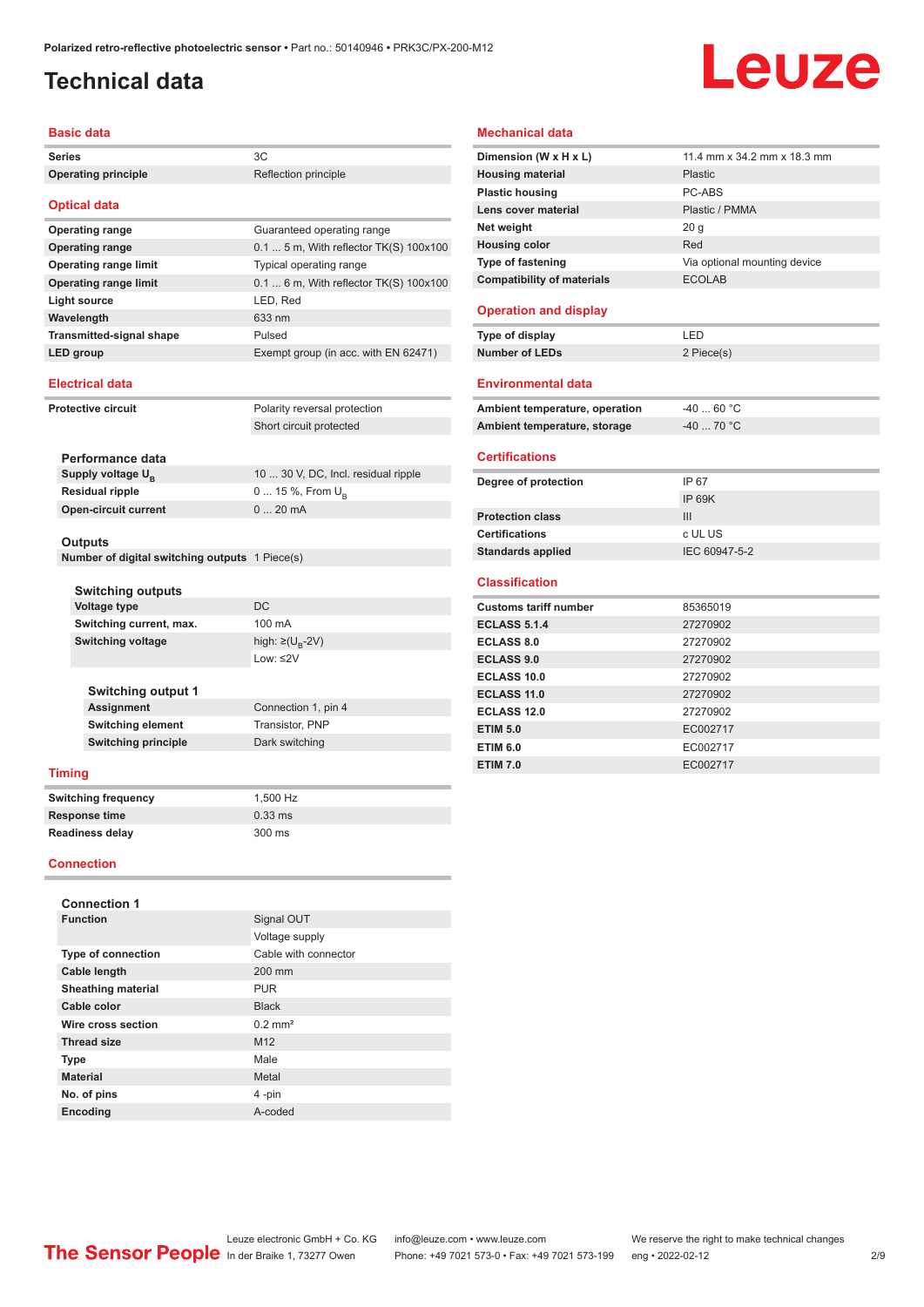# Technical data

## Basic data

| | |
|---|---|
| **Series** | 3C |
| **Operating principle** | Reflection principle |

## Optical data

| | |
|---|---|
| **Operating range** | Guaranteed operating range |
| **Operating range** | 0.1 ... 5 m, With reflector TK(S) 100x100 |
| **Operating range limit** | Typical operating range |
| **Operating range limit** | 0.1 ... 6 m, With reflector TK(S) 100x100 |
| **Light source** | LED, Red |
| **Wavelength** | 633 nm |
| **Transmitted-signal shape** | Pulsed |
| **LED group** | Exempt group (in acc. with EN 62471) |

## Electrical data

| | |
|---|---|
| **Protective circuit** | Polarity reversal protection |
| | Short circuit protected |

### Performance data

| | |
|---|---|
| **Supply voltage $U_B$** | 10 ... 30 V, DC, Incl. residual ripple |
| **Residual ripple** | 0 ... 15 %, From $U_B$ |
| **Open-circuit current** | 0 ... 20 mA |

### Outputs

| | |
|---|---|
| **Number of digital switching outputs** | 1 Piece(s) |

### Switching outputs

| | |
|---|---|
| **Voltage type** | DC |
| **Switching current, max.** | 100 mA |
| **Switching voltage** | high: ≥($U_B$-2V) |
| | Low: ≤2V |

### Switching output 1

| | |
|---|---|
| **Assignment** | Connection 1, pin 4 |
| **Switching element** | Transistor, PNP |
| **Switching principle** | Dark switching |

## Timing

| | |
|---|---|
| **Switching frequency** | 1,500 Hz |
| **Response time** | 0.33 ms |
| **Readiness delay** | 300 ms |

## Connection

### Connection 1

| | |
|---|---|
| **Function** | Signal OUT |
| | Voltage supply |
| **Type of connection** | Cable with connector |
| **Cable length** | 200 mm |
| **Sheathing material** | PUR |
| **Cable color** | Black |
| **Wire cross section** | 0.2 mm² |
| **Thread size** | M12 |
| **Type** | Male |
| **Material** | Metal |
| **No. of pins** | 4 -pin |
| **Encoding** | A-coded |

## Mechanical data

| | |
|---|---|
| **Dimension (W x H x L)** | 11.4 mm x 34.2 mm x 18.3 mm |
| **Housing material** | Plastic |
| **Plastic housing** | PC-ABS |
| **Lens cover material** | Plastic / PMMA |
| **Net weight** | 20 g |
| **Housing color** | Red |
| **Type of fastening** | Via optional mounting device |
| **Compatibility of materials** | ECOLAB |

## Operation and display

| | |
|---|---|
| **Type of display** | LED |
| **Number of LEDs** | 2 Piece(s) |

## Environmental data

| | |
|---|---|
| **Ambient temperature, operation** | -40 ... 60 °C |
| **Ambient temperature, storage** | -40 ... 70 °C |

## Certifications

| | |
|---|---|
| **Degree of protection** | IP 67 |
| | IP 69K |
| **Protection class** | III |
| **Certifications** | c UL US |
| **Standards applied** | IEC 60947-5-2 |

## Classification

| | |
|---|---|
| **Customs tariff number** | 85365019 |
| **ECLASS 5.1.4** | 27270902 |
| **ECLASS 8.0** | 27270902 |
| **ECLASS 9.0** | 27270902 |
| **ECLASS 10.0** | 27270902 |
| **ECLASS 11.0** | 27270902 |
| **ECLASS 12.0** | 27270902 |
| **ETIM 5.0** | EC002717 |
| **ETIM 6.0** | EC002717 |
| **ETIM 7.0** | EC002717 |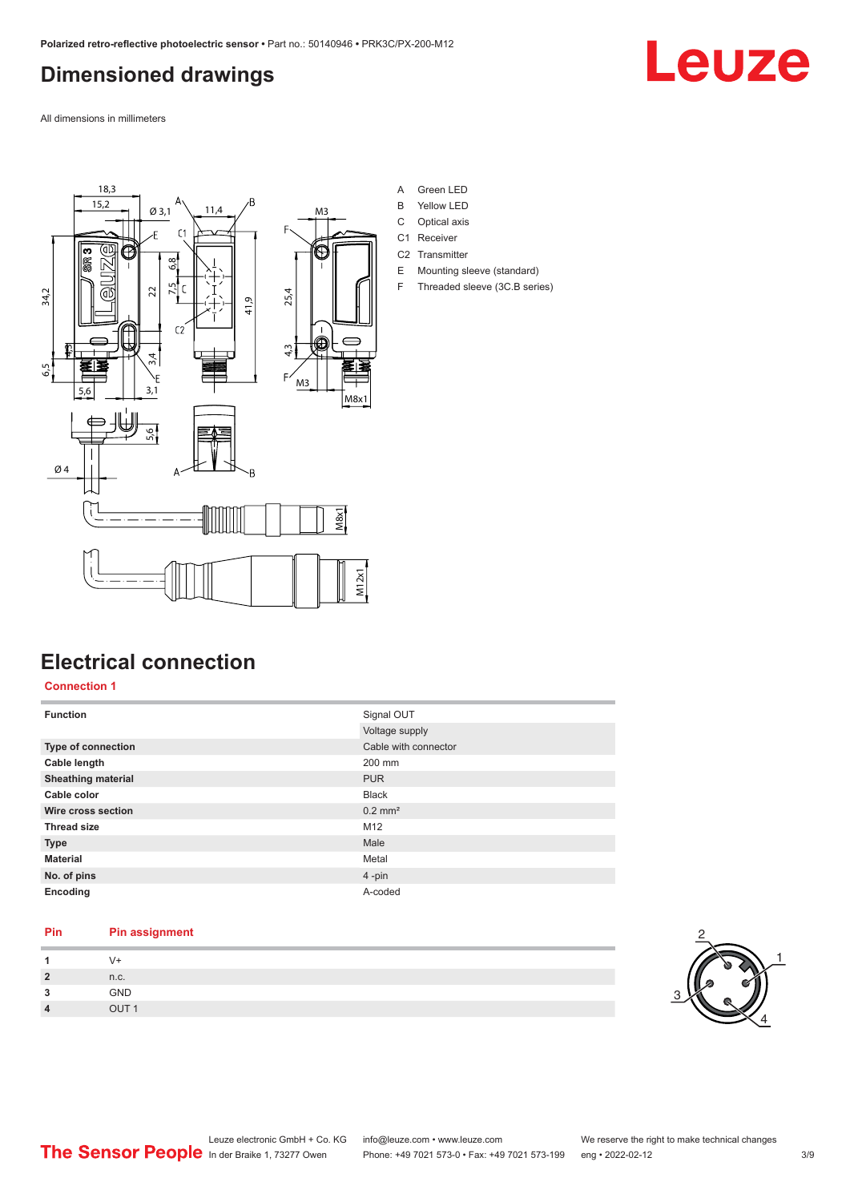## Dimensioned drawings

All dimensions in millimeters

A Green LED
B Yellow LED
C Optical axis
C1 Receiver
C2 Transmitter
E Mounting sleeve (standard)
F Threaded sleeve (3C.B series)

## Electrical connection

### Connection 1

| | |
|---|---|
| **Function** | Signal OUT |
| | Voltage supply |
| **Type of connection** | Cable with connector |
| **Cable length** | 200 mm |
| **Sheathing material** | PUR |
| **Cable color** | Black |
| **Wire cross section** | 0.2 mm² |
| **Thread size** | M12 |
| **Type** | Male |
| **Material** | Metal |
| **No. of pins** | 4 -pin |
| **Encoding** | A-coded |

| Pin | Pin assignment |
|---|---|
| **1** | V+ |
| **2** | n.c. |
| **3** | GND |
| **4** | OUT 1 |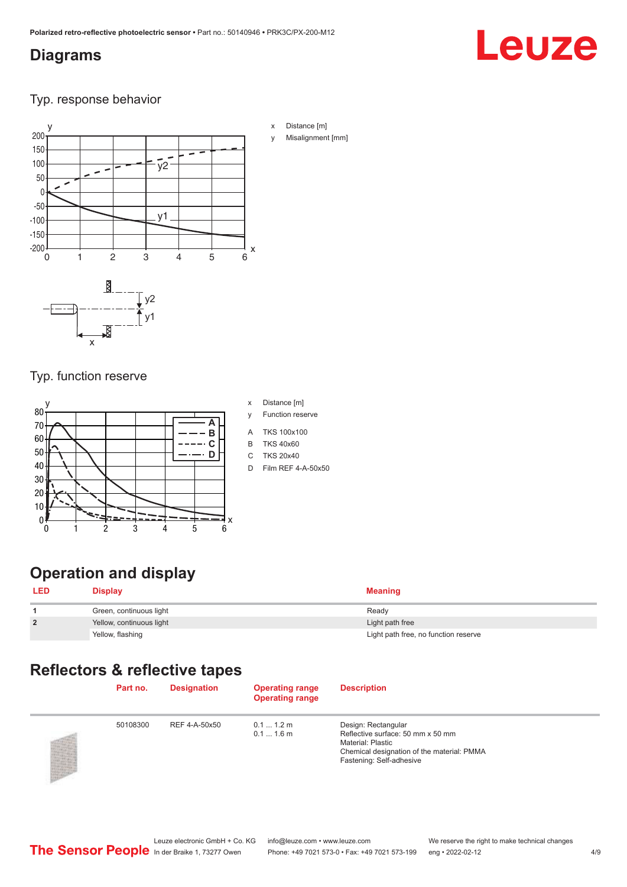## Diagrams

### Typ. response behavior

x Distance [m]

y Misalignment [mm]

### Typ. function reserve

x Distance [m]

y Function reserve

A TKS 100x100

B TKS 40x60

C TKS 20x40

D Film REF 4-A-50x50

## Operation and display

| LED | Display | Meaning |
|---|---|---|
| 1 | Green, continuous light | Ready |
| 2 | Yellow, continuous light | Light path free |
| | Yellow, flashing | Light path free, no function reserve |

## Reflectors & reflective tapes

| | Part no. | Designation | Operating range<br>Operating range | Description |
|---|---|---|---|---|
| | 50108300 | REF 4-A-50x50 | 0.1 ... 1.2 m<br>0.1 ... 1.6 m | Design: Rectangular<br>Reflective surface: 50 mm x 50 mm<br>Material: Plastic<br>Chemical designation of the material: PMMA<br>Fastening: Self-adhesive |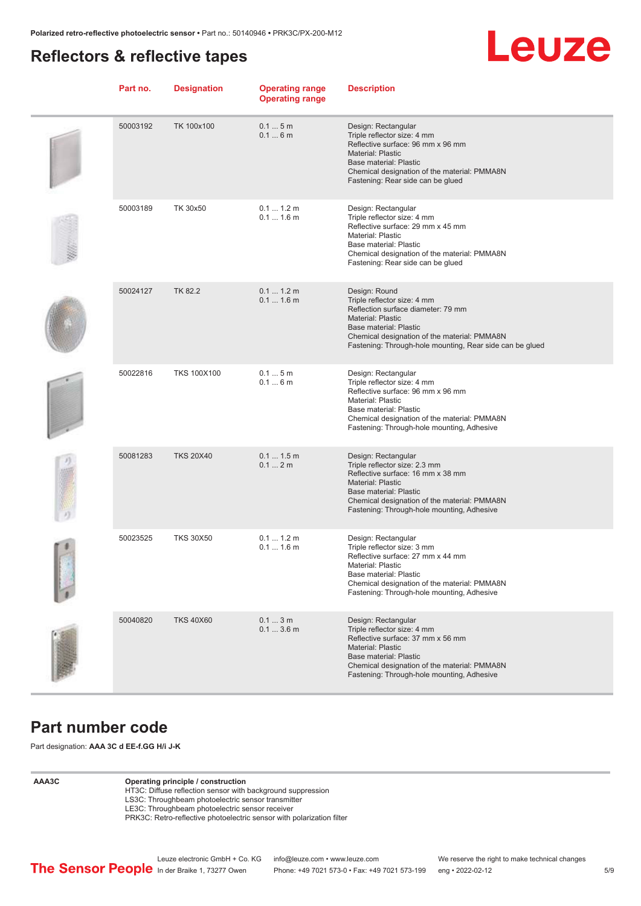## Reflectors & reflective tapes

| Part no. | Designation | Operating range<br>Operating range | Description |
|---|---|---|---|
| 50003192 | TK 100x100 | 0.1 ... 5 m<br>0.1 ... 6 m | Design: Rectangular<br>Triple reflector size: 4 mm<br>Reflective surface: 96 mm x 96 mm<br>Material: Plastic<br>Base material: Plastic<br>Chemical designation of the material: PMMA8N<br>Fastening: Rear side can be glued |
| 50003189 | TK 30x50 | 0.1 ... 1.2 m<br>0.1 ... 1.6 m | Design: Rectangular<br>Triple reflector size: 4 mm<br>Reflective surface: 29 mm x 45 mm<br>Material: Plastic<br>Base material: Plastic<br>Chemical designation of the material: PMMA8N<br>Fastening: Rear side can be glued |
| 50024127 | TK 82.2 | 0.1 ... 1.2 m<br>0.1 ... 1.6 m | Design: Round<br>Triple reflector size: 4 mm<br>Reflection surface diameter: 79 mm<br>Material: Plastic<br>Base material: Plastic<br>Chemical designation of the material: PMMA8N<br>Fastening: Through-hole mounting, Rear side can be glued |
| 50022816 | TKS 100X100 | 0.1 ... 5 m<br>0.1 ... 6 m | Design: Rectangular<br>Triple reflector size: 4 mm<br>Reflective surface: 96 mm x 96 mm<br>Material: Plastic<br>Base material: Plastic<br>Chemical designation of the material: PMMA8N<br>Fastening: Through-hole mounting, Adhesive |
| 50081283 | TKS 20X40 | 0.1 ... 1.5 m<br>0.1 ... 2 m | Design: Rectangular<br>Triple reflector size: 2.3 mm<br>Reflective surface: 16 mm x 38 mm<br>Material: Plastic<br>Base material: Plastic<br>Chemical designation of the material: PMMA8N<br>Fastening: Through-hole mounting, Adhesive |
| 50023525 | TKS 30X50 | 0.1 ... 1.2 m<br>0.1 ... 1.6 m | Design: Rectangular<br>Triple reflector size: 3 mm<br>Reflective surface: 27 mm x 44 mm<br>Material: Plastic<br>Base material: Plastic<br>Chemical designation of the material: PMMA8N<br>Fastening: Through-hole mounting, Adhesive |
| 50040820 | TKS 40X60 | 0.1 ... 3 m<br>0.1 ... 3.6 m | Design: Rectangular<br>Triple reflector size: 4 mm<br>Reflective surface: 37 mm x 56 mm<br>Material: Plastic<br>Base material: Plastic<br>Chemical designation of the material: PMMA8N<br>Fastening: Through-hole mounting, Adhesive |

## Part number code

Part designation: **AAA 3C d EE-f.GG H/i J-K**

| | |
|---|---|
| AAA3C | **Operating principle / construction**<br>HT3C: Diffuse reflection sensor with background suppression<br>LS3C: Throughbeam photoelectric sensor transmitter<br>LE3C: Throughbeam photoelectric sensor receiver<br>PRK3C: Retro-reflective photoelectric sensor with polarization filter |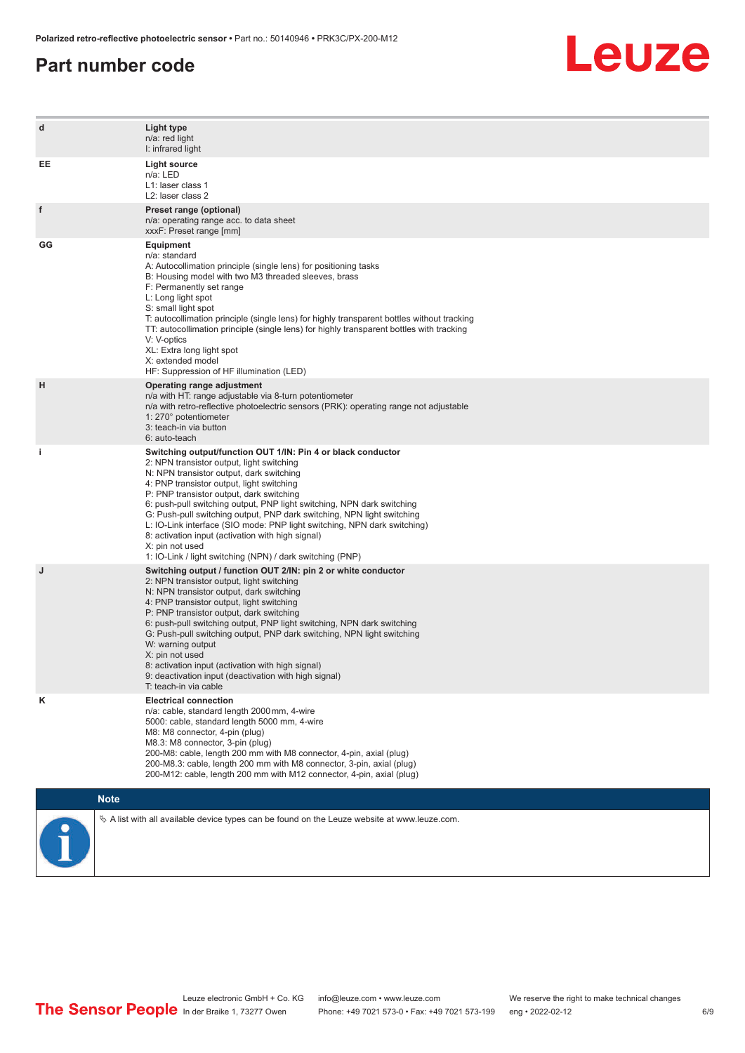# Part number code

| | |
|---|---|
| d | **Light type**<br>n/a: red light<br>I: infrared light |
| EE | **Light source**<br>n/a: LED<br>L1: laser class 1<br>L2: laser class 2 |
| f | **Preset range (optional)**<br>n/a: operating range acc. to data sheet<br>xxxF: Preset range [mm] |
| GG | **Equipment**<br>n/a: standard<br>A: Autocollimation principle (single lens) for positioning tasks<br>B: Housing model with two M3 threaded sleeves, brass<br>F: Permanently set range<br>L: Long light spot<br>S: small light spot<br>T: autocollimation principle (single lens) for highly transparent bottles without tracking<br>TT: autocollimation principle (single lens) for highly transparent bottles with tracking<br>V: V-optics<br>XL: Extra long light spot<br>X: extended model<br>HF: Suppression of HF illumination (LED) |
| H | **Operating range adjustment**<br>n/a with HT: range adjustable via 8-turn potentiometer<br>n/a with retro-reflective photoelectric sensors (PRK): operating range not adjustable<br>1: 270° potentiometer<br>3: teach-in via button<br>6: auto-teach |
| i | **Switching output/function OUT 1/IN: Pin 4 or black conductor**<br>2: NPN transistor output, light switching<br>N: NPN transistor output, dark switching<br>4: PNP transistor output, light switching<br>P: PNP transistor output, dark switching<br>6: push-pull switching output, PNP light switching, NPN dark switching<br>G: Push-pull switching output, PNP dark switching, NPN light switching<br>L: IO-Link interface (SIO mode: PNP light switching, NPN dark switching)<br>8: activation input (activation with high signal)<br>X: pin not used<br>1: IO-Link / light switching (NPN) / dark switching (PNP) |
| J | **Switching output / function OUT 2/IN: pin 2 or white conductor**<br>2: NPN transistor output, light switching<br>N: NPN transistor output, dark switching<br>4: PNP transistor output, light switching<br>P: PNP transistor output, dark switching<br>6: push-pull switching output, PNP light switching, NPN dark switching<br>G: Push-pull switching output, PNP dark switching, NPN light switching<br>W: warning output<br>X: pin not used<br>8: activation input (activation with high signal)<br>9: deactivation input (deactivation with high signal)<br>T: teach-in via cable |
| K | **Electrical connection**<br>n/a: cable, standard length 2000 mm, 4-wire<br>5000: cable, standard length 5000 mm, 4-wire<br>M8: M8 connector, 4-pin (plug)<br>M8.3: M8 connector, 3-pin (plug)<br>200-M8: cable, length 200 mm with M8 connector, 4-pin, axial (plug)<br>200-M8.3: cable, length 200 mm with M8 connector, 3-pin, axial (plug)<br>200-M12: cable, length 200 mm with M12 connector, 4-pin, axial (plug) |

**Note**

↳ A list with all available device types can be found on the Leuze website at www.leuze.com.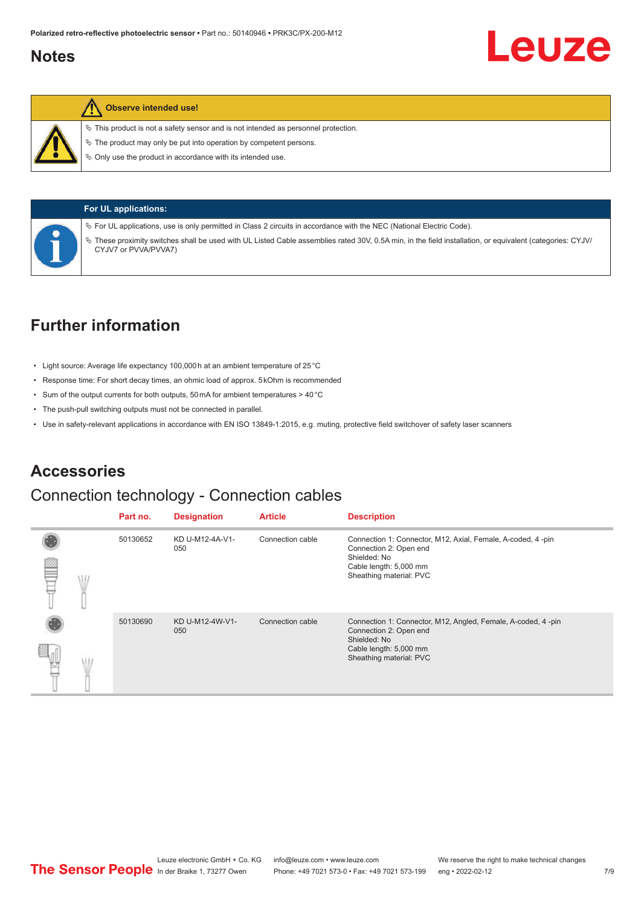## Notes

**Observe intended use!**

- This product is not a safety sensor and is not intended as personnel protection.
- The product may only be put into operation by competent persons.
- Only use the product in accordance with its intended use.

**For UL applications:**

- For UL applications, use is only permitted in Class 2 circuits in accordance with the NEC (National Electric Code).
- These proximity switches shall be used with UL Listed Cable assemblies rated 30V, 0.5A min, in the field installation, or equivalent (categories: CYJV/ CYJV7 or PVVA/PVVA7)

## Further information

- Light source: Average life expectancy 100,000 h at an ambient temperature of 25 °C
- Response time: For short decay times, an ohmic load of approx. 5 kOhm is recommended
- Sum of the output currents for both outputs, 50 mA for ambient temperatures > 40 °C
- The push-pull switching outputs must not be connected in parallel.
- Use in safety-relevant applications in accordance with EN ISO 13849-1:2015, e.g. muting, protective field switchover of safety laser scanners

## Accessories

### Connection technology - Connection cables

| Part no. | Designation | Article | Description |
|---|---|---|---|
| 50130652 | KD U-M12-4A-V1-050 | Connection cable | Connection 1: Connector, M12, Axial, Female, A-coded, 4 -pin<br>Connection 2: Open end<br>Shielded: No<br>Cable length: 5,000 mm<br>Sheathing material: PVC |
| 50130690 | KD U-M12-4W-V1-050 | Connection cable | Connection 1: Connector, M12, Angled, Female, A-coded, 4 -pin<br>Connection 2: Open end<br>Shielded: No<br>Cable length: 5,000 mm<br>Sheathing material: PVC |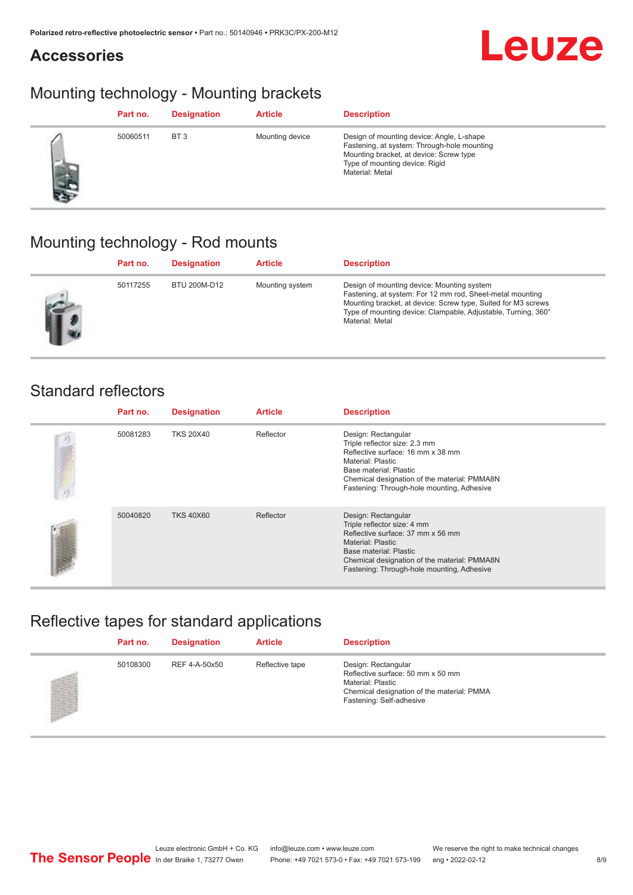## Accessories

## Mounting technology - Mounting brackets

| | Part no. | Designation | Article | Description |
|---|---|---|---|---|
| | 50060511 | BT 3 | Mounting device | Design of mounting device: Angle, L-shape<br>Fastening, at system: Through-hole mounting<br>Mounting bracket, at device: Screw type<br>Type of mounting device: Rigid<br>Material: Metal |

## Mounting technology - Rod mounts

| | Part no. | Designation | Article | Description |
|---|---|---|---|---|
| | 50117255 | BTU 200M-D12 | Mounting system | Design of mounting device: Mounting system<br>Fastening, at system: For 12 mm rod, Sheet-metal mounting<br>Mounting bracket, at device: Screw type, Suited for M3 screws<br>Type of mounting device: Clampable, Adjustable, Turning, 360°<br>Material: Metal |

## Standard reflectors

| | Part no. | Designation | Article | Description |
|---|---|---|---|---|
| | 50081283 | TKS 20X40 | Reflector | Design: Rectangular<br>Triple reflector size: 2.3 mm<br>Reflective surface: 16 mm x 38 mm<br>Material: Plastic<br>Base material: Plastic<br>Chemical designation of the material: PMMA8N<br>Fastening: Through-hole mounting, Adhesive |
| | 50040820 | TKS 40X60 | Reflector | Design: Rectangular<br>Triple reflector size: 4 mm<br>Reflective surface: 37 mm x 56 mm<br>Material: Plastic<br>Base material: Plastic<br>Chemical designation of the material: PMMA8N<br>Fastening: Through-hole mounting, Adhesive |

## Reflective tapes for standard applications

| | Part no. | Designation | Article | Description |
|---|---|---|---|---|
| | 50108300 | REF 4-A-50x50 | Reflective tape | Design: Rectangular<br>Reflective surface: 50 mm x 50 mm<br>Material: Plastic<br>Chemical designation of the material: PMMA<br>Fastening: Self-adhesive |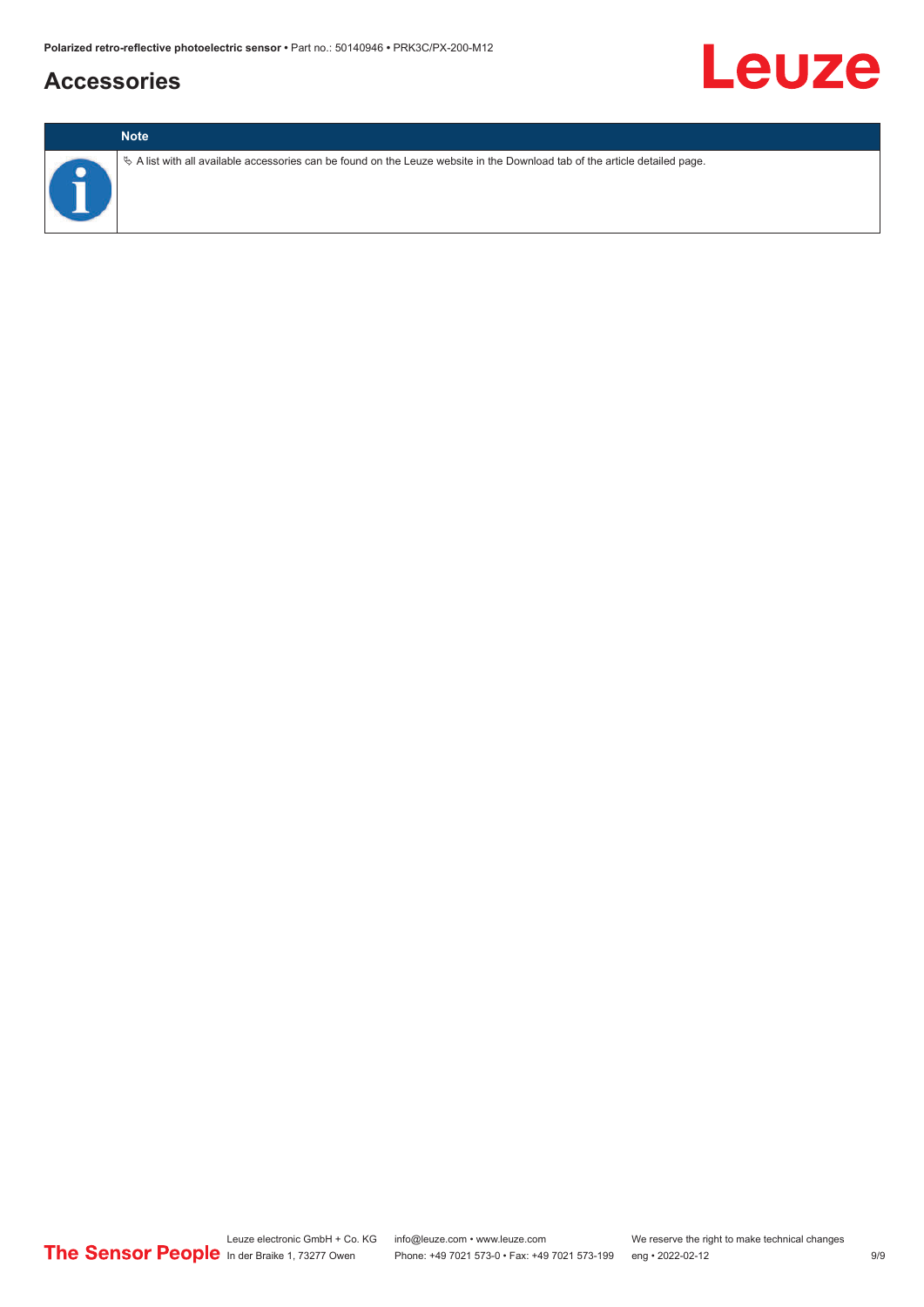## Accessories

| | Note |
|---|---|
| | ✎ A list with all available accessories can be found on the Leuze website in the Download tab of the article detailed page. |